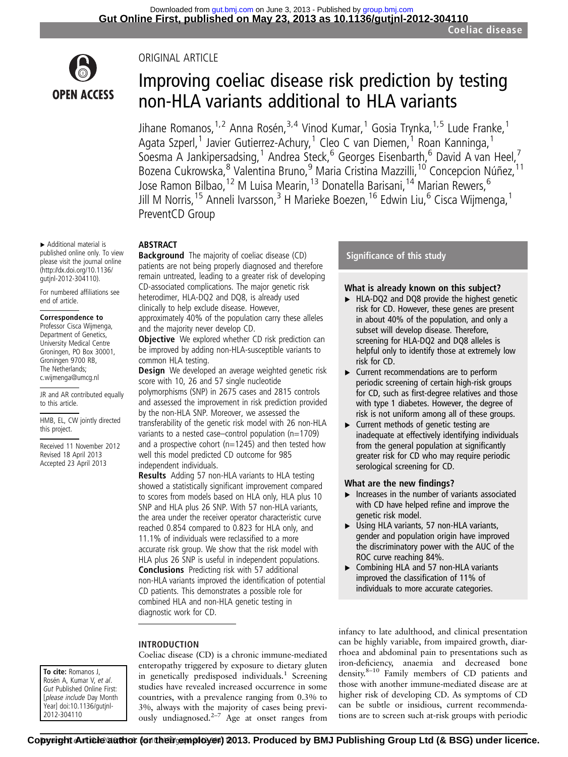ORIGINAL ARTICLE

# Improving coeliac disease risk prediction by testing non-HLA variants additional to HLA variants

Jihane Romanos,[1,2] Anna Rosén,[3,4] Vinod Kumar,[1] Gosia Trynka,[1,5] Lude Franke,[1] Agata Szperl,[1] Javier Gutierrez-Achury,[1] Cleo C van Diemen,[1] Roan Kanninga,[1] Soesma A Jankipersadsing,[1] Andrea Steck,[6] Georges Eisenbarth,[6] David A van Heel,[7] Bozena Cukrowska,[8] Valentina Bruno,[9] Maria Cristina Mazzilli,[10] Concepcion Núñez,[11] Jose Ramon Bilbao,[12] M Luisa Mearin,[13] Donatella Barisani,[14] Marian Rewers,[6] Jill M Norris,[15] Anneli Ivarsson,[3] H Marieke Boezen,[16] Edwin Liu,[6] Cisca Wijmenga,[1] PreventCD Group

▸ Additional material is published online only. To view please visit the journal online (http://dx.doi.org/10.1136/gutjnl-2012-304110).

For numbered affiliations see end of article.

**Correspondence to**
Professor Cisca Wijmenga, Department of Genetics, University Medical Centre Groningen, PO Box 30001, Groningen 9700 RB, The Netherlands; c.wijmenga@umcg.nl

JR and AR contributed equally to this article.

HMB, EL, CW jointly directed this project.

Received 11 November 2012
Revised 18 April 2013
Accepted 23 April 2013

**To cite:** Romanos J, Rosén A, Kumar V, *et al*. *Gut* Published Online First: [*please include* Day Month Year] doi:10.1136/gutjnl-2012-304110

## ABSTRACT

**Background** The majority of coeliac disease (CD) patients are not being properly diagnosed and therefore remain untreated, leading to a greater risk of developing CD-associated complications. The major genetic risk heterodimer, HLA-DQ2 and DQ8, is already used clinically to help exclude disease. However, approximately 40% of the population carry these alleles and the majority never develop CD.

**Objective** We explored whether CD risk prediction can be improved by adding non-HLA-susceptible variants to common HLA testing.

**Design** We developed an average weighted genetic risk score with 10, 26 and 57 single nucleotide polymorphisms (SNP) in 2675 cases and 2815 controls and assessed the improvement in risk prediction provided by the non-HLA SNP. Moreover, we assessed the transferability of the genetic risk model with 26 non-HLA variants to a nested case–control population (n=1709) and a prospective cohort (n=1245) and then tested how well this model predicted CD outcome for 985 independent individuals.

**Results** Adding 57 non-HLA variants to HLA testing showed a statistically significant improvement compared to scores from models based on HLA only, HLA plus 10 SNP and HLA plus 26 SNP. With 57 non-HLA variants, the area under the receiver operator characteristic curve reached 0.854 compared to 0.823 for HLA only, and 11.1% of individuals were reclassified to a more accurate risk group. We show that the risk model with HLA plus 26 SNP is useful in independent populations.

**Conclusions** Predicting risk with 57 additional non-HLA variants improved the identification of potential CD patients. This demonstrates a possible role for combined HLA and non-HLA genetic testing in diagnostic work for CD.

## Significance of this study

### What is already known on this subject?

- HLA-DQ2 and DQ8 provide the highest genetic risk for CD. However, these genes are present in about 40% of the population, and only a subset will develop disease. Therefore, screening for HLA-DQ2 and DQ8 alleles is helpful only to identify those at extremely low risk for CD.
- Current recommendations are to perform periodic screening of certain high-risk groups for CD, such as first-degree relatives and those with type 1 diabetes. However, the degree of risk is not uniform among all of these groups.
- Current methods of genetic testing are inadequate at effectively identifying individuals from the general population at significantly greater risk for CD who may require periodic serological screening for CD.

### What are the new findings?

- Increases in the number of variants associated with CD have helped refine and improve the genetic risk model.
- Using HLA variants, 57 non-HLA variants, gender and population origin have improved the discriminatory power with the AUC of the ROC curve reaching 84%.
- Combining HLA and 57 non-HLA variants improved the classification of 11% of individuals to more accurate categories.

## INTRODUCTION

Coeliac disease (CD) is a chronic immune-mediated enteropathy triggered by exposure to dietary gluten in genetically predisposed individuals.[1] Screening studies have revealed increased occurrence in some countries, with a prevalence ranging from 0.3% to 3%, always with the majority of cases being previously undiagnosed.[2–7] Age at onset ranges from infancy to late adulthood, and clinical presentation can be highly variable, from impaired growth, diarrhoea and abdominal pain to presentations such as iron-deficiency, anaemia and decreased bone density.[8–10] Family members of CD patients and those with another immune-mediated disease are at higher risk of developing CD. As symptoms of CD can be subtle or insidious, current recommendations are to screen such at-risk groups with periodic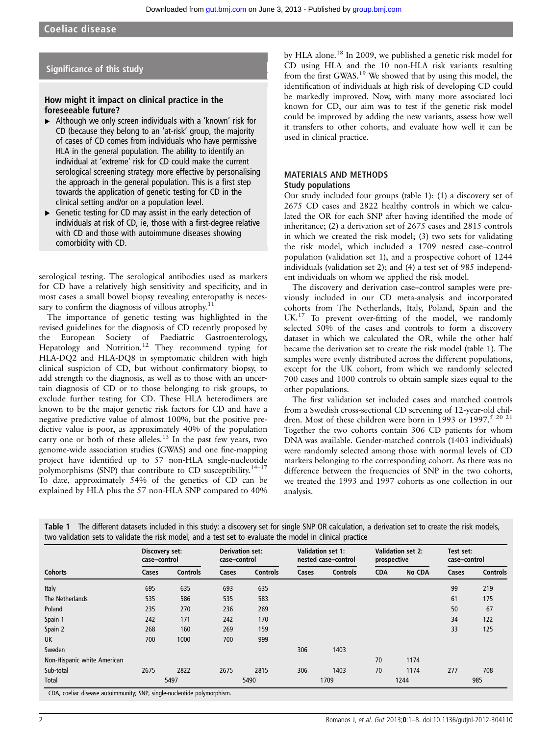## Significance of this study

### How might it impact on clinical practice in the foreseeable future?

- Although we only screen individuals with a 'known' risk for CD (because they belong to an 'at-risk' group, the majority of cases of CD comes from individuals who have permissive HLA in the general population. The ability to identify an individual at 'extreme' risk for CD could make the current serological screening strategy more effective by personalising the approach in the general population. This is a first step towards the application of genetic testing for CD in the clinical setting and/or on a population level.
- Genetic testing for CD may assist in the early detection of individuals at risk of CD, ie, those with a first-degree relative with CD and those with autoimmune diseases showing comorbidity with CD.

serological testing. The serological antibodies used as markers for CD have a relatively high sensitivity and specificity, and in most cases a small bowel biopsy revealing enteropathy is necessary to confirm the diagnosis of villous atrophy.[11]

The importance of genetic testing was highlighted in the revised guidelines for the diagnosis of CD recently proposed by the European Society of Paediatric Gastroenterology, Hepatology and Nutrition.[12] They recommend typing for HLA-DQ2 and HLA-DQ8 in symptomatic children with high clinical suspicion of CD, but without confirmatory biopsy, to add strength to the diagnosis, as well as to those with an uncertain diagnosis of CD or to those belonging to risk groups, to exclude further testing for CD. These HLA heterodimers are known to be the major genetic risk factors for CD and have a negative predictive value of almost 100%, but the positive predictive value is poor, as approximately 40% of the population carry one or both of these alleles.[13] In the past few years, two genome-wide association studies (GWAS) and one fine-mapping project have identified up to 57 non-HLA single-nucleotide polymorphisms (SNP) that contribute to CD susceptibility.[14–17] To date, approximately 54% of the genetics of CD can be explained by HLA plus the 57 non-HLA SNP compared to 40% by HLA alone.[18] In 2009, we published a genetic risk model for CD using HLA and the 10 non-HLA risk variants resulting from the first GWAS.[19] We showed that by using this model, the identification of individuals at high risk of developing CD could be markedly improved. Now, with many more associated loci known for CD, our aim was to test if the genetic risk model could be improved by adding the new variants, assess how well it transfers to other cohorts, and evaluate how well it can be used in clinical practice.

## MATERIALS AND METHODS

### Study populations

Our study included four groups (table 1): (1) a discovery set of 2675 CD cases and 2822 healthy controls in which we calculated the OR for each SNP after having identified the mode of inheritance; (2) a derivation set of 2675 cases and 2815 controls in which we created the risk model; (3) two sets for validating the risk model, which included a 1709 nested case–control population (validation set 1), and a prospective cohort of 1244 individuals (validation set 2); and (4) a test set of 985 independent individuals on whom we applied the risk model.

The discovery and derivation case–control samples were previously included in our CD meta-analysis and incorporated cohorts from The Netherlands, Italy, Poland, Spain and the UK.[17] To prevent over-fitting of the model, we randomly selected 50% of the cases and controls to form a discovery dataset in which we calculated the OR, while the other half became the derivation set to create the risk model (table 1). The samples were evenly distributed across the different populations, except for the UK cohort, from which we randomly selected 700 cases and 1000 controls to obtain sample sizes equal to the other populations.

The first validation set included cases and matched controls from a Swedish cross-sectional CD screening of 12-year-old children. Most of these children were born in 1993 or 1997.[5 20 21] Together the two cohorts contain 306 CD patients for whom DNA was available. Gender-matched controls (1403 individuals) were randomly selected among those with normal levels of CD markers belonging to the corresponding cohort. As there was no difference between the frequencies of SNP in the two cohorts, we treated the 1993 and 1997 cohorts as one collection in our analysis.

**Table 1** The different datasets included in this study: a discovery set for single SNP OR calculation, a derivation set to create the risk models, two validation sets to validate the risk model, and a test set to evaluate the model in clinical practice

| | Discovery set: case–control | | Derivation set: case–control | | Validation set 1: nested case–control | | Validation set 2: prospective | | Test set: case–control | |
|---|---|---|---|---|---|---|---|---|---|---|
| Cohorts | Cases | Controls | Cases | Controls | Cases | Controls | CDA | No CDA | Cases | Controls |
| Italy | 695 | 635 | 693 | 635 | | | | | 99 | 219 |
| The Netherlands | 535 | 586 | 535 | 583 | | | | | 61 | 175 |
| Poland | 235 | 270 | 236 | 269 | | | | | 50 | 67 |
| Spain 1 | 242 | 171 | 242 | 170 | | | | | 34 | 122 |
| Spain 2 | 268 | 160 | 269 | 159 | | | | | 33 | 125 |
| UK | 700 | 1000 | 700 | 999 | | | | | | |
| Sweden | | | | | 306 | 1403 | | | | |
| Non-Hispanic white American | | | | | | | 70 | 1174 | | |
| Sub-total | 2675 | 2822 | 2675 | 2815 | 306 | 1403 | 70 | 1174 | 277 | 708 |
| Total | 5497 | | 5490 | | 1709 | | 1244 | | 985 | |

CDA, coeliac disease autoimmunity; SNP, single-nucleotide polymorphism.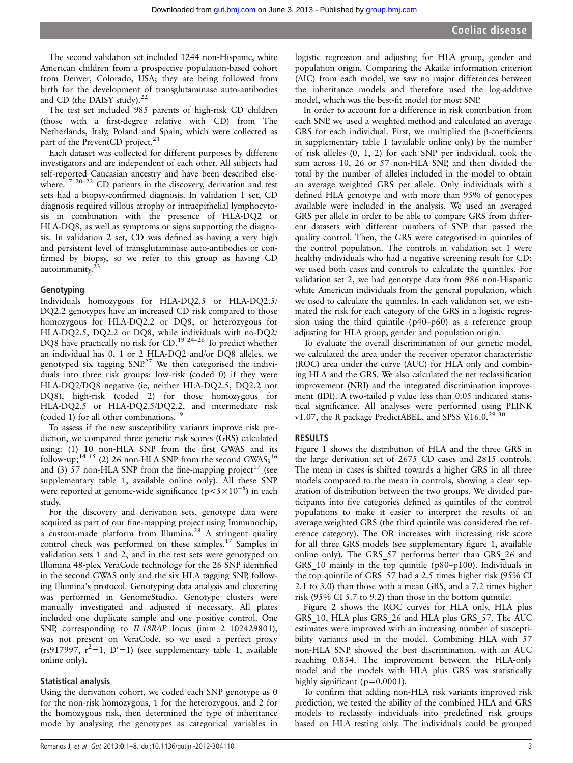The second validation set included 1244 non-Hispanic, white American children from a prospective population-based cohort from Denver, Colorado, USA; they are being followed from birth for the development of transglutaminase auto-antibodies and CD (the DAISY study).[22]

The test set included 985 parents of high-risk CD children (those with a first-degree relative with CD) from The Netherlands, Italy, Poland and Spain, which were collected as part of the PreventCD project.[21]

Each dataset was collected for different purposes by different investigators and are independent of each other. All subjects had self-reported Caucasian ancestry and have been described elsewhere.[17 20–22] CD patients in the discovery, derivation and test sets had a biopsy-confirmed diagnosis. In validation 1 set, CD diagnosis required villous atrophy or intraepithelial lymphocytosis in combination with the presence of HLA-DQ2 or HLA-DQ8, as well as symptoms or signs supporting the diagnosis. In validation 2 set, CD was defined as having a very high and persistent level of transglutaminase auto-antibodies or confirmed by biopsy, so we refer to this group as having CD autoimmunity.[23]

### Genotyping

Individuals homozygous for HLA-DQ2.5 or HLA-DQ2.5/DQ2.2 genotypes have an increased CD risk compared to those homozygous for HLA-DQ2.2 or DQ8, or heterozygous for HLA-DQ2.5, DQ2.2 or DQ8, while individuals with no-DQ2/DQ8 have practically no risk for CD.[19 24–26] To predict whether an individual has 0, 1 or 2 HLA-DQ2 and/or DQ8 alleles, we genotyped six tagging SNP.[27] We then categorised the individuals into three risk groups: low-risk (coded 0) if they were HLA-DQ2/DQ8 negative (ie, neither HLA-DQ2.5, DQ2.2 nor DQ8), high-risk (coded 2) for those homozygous for HLA-DQ2.5 or HLA-DQ2.5/DQ2.2, and intermediate risk (coded 1) for all other combinations.[19]

To assess if the new susceptibility variants improve risk prediction, we compared three genetic risk scores (GRS) calculated using: (1) 10 non-HLA SNP from the first GWAS and its follow-up;[14 15] (2) 26 non-HLA SNP from the second GWAS;[16] and (3) 57 non-HLA SNP from the fine-mapping project[17] (see supplementary table 1, available online only). All these SNP were reported at genome-wide significance ($p<5\times10^{-8}$) in each study.

For the discovery and derivation sets, genotype data were acquired as part of our fine-mapping project using Immunochip, a custom-made platform from Illumina.[28] A stringent quality control check was performed on these samples.[17] Samples in validation sets 1 and 2, and in the test sets were genotyped on Illumina 48-plex VeraCode technology for the 26 SNP identified in the second GWAS only and the six HLA tagging SNP, following Illumina's protocol. Genotyping data analysis and clustering was performed in GenomeStudio. Genotype clusters were manually investigated and adjusted if necessary. All plates included one duplicate sample and one positive control. One SNP, corresponding to *IL18RAP* locus (imm_2_102429801), was not present on VeraCode, so we used a perfect proxy (rs917997, $r^2=1$, $D'=1$) (see supplementary table 1, available online only).

### Statistical analysis

Using the derivation cohort, we coded each SNP genotype as 0 for the non-risk homozygous, 1 for the heterozygous, and 2 for the homozygous risk, then determined the type of inheritance mode by analysing the genotypes as categorical variables in logistic regression and adjusting for HLA group, gender and population origin. Comparing the Akaike information criterion (AIC) from each model, we saw no major differences between the inheritance models and therefore used the log-additive model, which was the best-fit model for most SNP.

In order to account for a difference in risk contribution from each SNP, we used a weighted method and calculated an average GRS for each individual. First, we multiplied the β-coefficients in supplementary table 1 (available online only) by the number of risk alleles (0, 1, 2) for each SNP per individual, took the sum across 10, 26 or 57 non-HLA SNP, and then divided the total by the number of alleles included in the model to obtain an average weighted GRS per allele. Only individuals with a defined HLA genotype and with more than 95% of genotypes available were included in the analysis. We used an averaged GRS per allele in order to be able to compare GRS from different datasets with different numbers of SNP that passed the quality control. Then, the GRS were categorised in quintiles of the control population. The controls in validation set 1 were healthy individuals who had a negative screening result for CD; we used both cases and controls to calculate the quintiles. For validation set 2, we had genotype data from 986 non-Hispanic white American individuals from the general population, which we used to calculate the quintiles. In each validation set, we estimated the risk for each category of the GRS in a logistic regression using the third quintile (p40–p60) as a reference group adjusting for HLA group, gender and population origin.

To evaluate the overall discrimination of our genetic model, we calculated the area under the receiver operator characteristic (ROC) area under the curve (AUC) for HLA only and combining HLA and the GRS. We also calculated the net reclassification improvement (NRI) and the integrated discrimination improvement (IDI). A two-tailed p value less than 0.05 indicated statistical significance. All analyses were performed using PLINK v1.07, the R package PredictABEL, and SPSS V.16.0.[29 30]

## RESULTS

Figure 1 shows the distribution of HLA and the three GRS in the large derivation set of 2675 CD cases and 2815 controls. The mean in cases is shifted towards a higher GRS in all three models compared to the mean in controls, showing a clear separation of distribution between the two groups. We divided participants into five categories defined as quintiles of the control populations to make it easier to interpret the results of an average weighted GRS (the third quintile was considered the reference category). The OR increases with increasing risk score for all three GRS models (see supplementary figure 1, available online only). The GRS_57 performs better than GRS_26 and GRS_10 mainly in the top quintile (p80–p100). Individuals in the top quintile of GRS_57 had a 2.5 times higher risk (95% CI 2.1 to 3.0) than those with a mean GRS, and a 7.2 times higher risk (95% CI 5.7 to 9.2) than those in the bottom quintile.

Figure 2 shows the ROC curves for HLA only, HLA plus GRS_10, HLA plus GRS_26 and HLA plus GRS_57. The AUC estimates were improved with an increasing number of susceptibility variants used in the model. Combining HLA with 57 non-HLA SNP showed the best discrimination, with an AUC reaching 0.854. The improvement between the HLA-only model and the models with HLA plus GRS was statistically highly significant (p=0.0001).

To confirm that adding non-HLA risk variants improved risk prediction, we tested the ability of the combined HLA and GRS models to reclassify individuals into predefined risk groups based on HLA testing only. The individuals could be grouped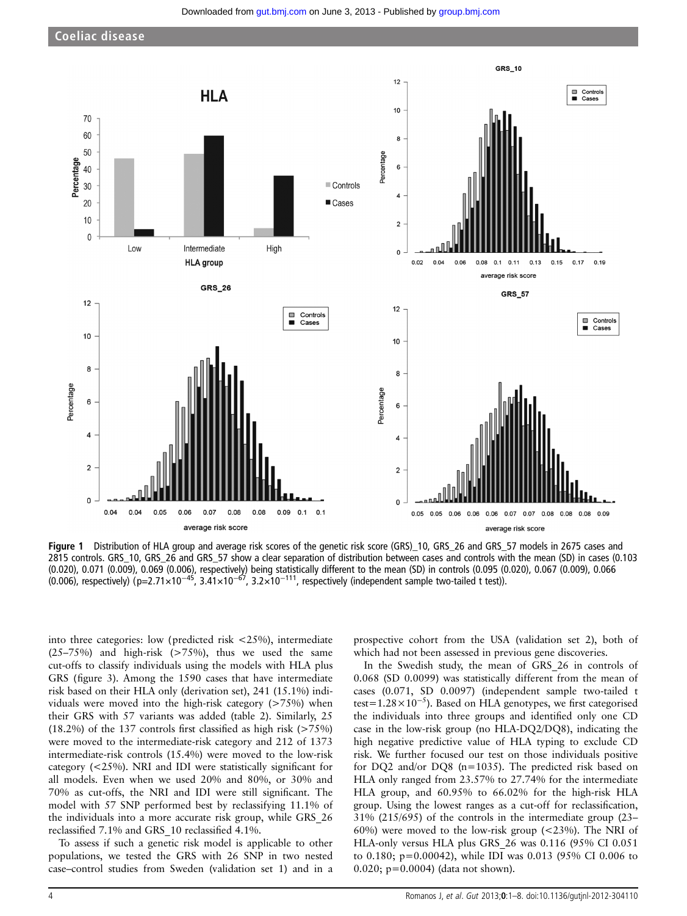**Figure 1** Distribution of HLA group and average risk scores of the genetic risk score (GRS)_10, GRS_26 and GRS_57 models in 2675 cases and 2815 controls. GRS_10, GRS_26 and GRS_57 show a clear separation of distribution between cases and controls with the mean (SD) in cases (0.103 (0.020), 0.071 (0.009), 0.069 (0.006), respectively) being statistically different to the mean (SD) in controls (0.095 (0.020), 0.067 (0.009), 0.066 (0.006), respectively) ($p=2.71\times10^{-45}$, $3.41\times10^{-67}$, $3.2\times10^{-111}$, respectively (independent sample two-tailed t test)).

into three categories: low (predicted risk <25%), intermediate (25–75%) and high-risk (>75%), thus we used the same cut-offs to classify individuals using the models with HLA plus GRS (figure 3). Among the 1590 cases that have intermediate risk based on their HLA only (derivation set), 241 (15.1%) individuals were moved into the high-risk category (>75%) when their GRS with 57 variants was added (table 2). Similarly, 25 (18.2%) of the 137 controls first classified as high risk (>75%) were moved to the intermediate-risk category and 212 of 1373 intermediate-risk controls (15.4%) were moved to the low-risk category (<25%). NRI and IDI were statistically significant for all models. Even when we used 20% and 80%, or 30% and 70% as cut-offs, the NRI and IDI were still significant. The model with 57 SNP performed best by reclassifying 11.1% of the individuals into a more accurate risk group, while GRS_26 reclassified 7.1% and GRS_10 reclassified 4.1%.

To assess if such a genetic risk model is applicable to other populations, we tested the GRS with 26 SNP in two nested case–control studies from Sweden (validation set 1) and in a prospective cohort from the USA (validation set 2), both of which had not been assessed in previous gene discoveries.

In the Swedish study, the mean of GRS_26 in controls of 0.068 (SD 0.0099) was statistically different from the mean of cases (0.071, SD 0.0097) (independent sample two-tailed t test=$1.28\times10^{-5}$). Based on HLA genotypes, we first categorised the individuals into three groups and identified only one CD case in the low-risk group (no HLA-DQ2/DQ8), indicating the high negative predictive value of HLA typing to exclude CD risk. We further focused our test on those individuals positive for DQ2 and/or DQ8 (n=1035). The predicted risk based on HLA only ranged from 23.57% to 27.74% for the intermediate HLA group, and 60.95% to 66.02% for the high-risk HLA group. Using the lowest ranges as a cut-off for reclassification, 31% (215/695) of the controls in the intermediate group (23–60%) were moved to the low-risk group (<23%). The NRI of HLA-only versus HLA plus GRS_26 was 0.116 (95% CI 0.051 to 0.180; p=0.00042), while IDI was 0.013 (95% CI 0.006 to 0.020; p=0.0004) (data not shown).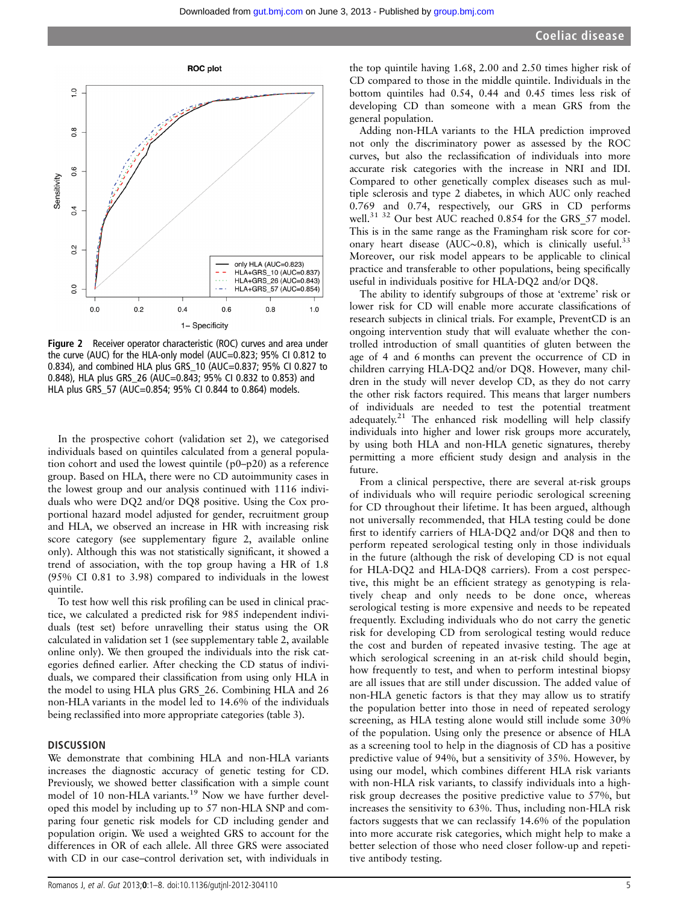Figure 2 Receiver operator characteristic (ROC) curves and area under the curve (AUC) for the HLA-only model (AUC=0.823; 95% CI 0.812 to 0.834), and combined HLA plus GRS_10 (AUC=0.837; 95% CI 0.827 to 0.848), HLA plus GRS_26 (AUC=0.843; 95% CI 0.832 to 0.853) and HLA plus GRS_57 (AUC=0.854; 95% CI 0.844 to 0.864) models.

In the prospective cohort (validation set 2), we categorised individuals based on quintiles calculated from a general population cohort and used the lowest quintile (p0–p20) as a reference group. Based on HLA, there were no CD autoimmunity cases in the lowest group and our analysis continued with 1116 individuals who were DQ2 and/or DQ8 positive. Using the Cox proportional hazard model adjusted for gender, recruitment group and HLA, we observed an increase in HR with increasing risk score category (see supplementary figure 2, available online only). Although this was not statistically significant, it showed a trend of association, with the top group having a HR of 1.8 (95% CI 0.81 to 3.98) compared to individuals in the lowest quintile.

To test how well this risk profiling can be used in clinical practice, we calculated a predicted risk for 985 independent individuals (test set) before unravelling their status using the OR calculated in validation set 1 (see supplementary table 2, available online only). We then grouped the individuals into the risk categories defined earlier. After checking the CD status of individuals, we compared their classification from using only HLA in the model to using HLA plus GRS_26. Combining HLA and 26 non-HLA variants in the model led to 14.6% of the individuals being reclassified into more appropriate categories (table 3).

## DISCUSSION

We demonstrate that combining HLA and non-HLA variants increases the diagnostic accuracy of genetic testing for CD. Previously, we showed better classification with a simple count model of 10 non-HLA variants.[19] Now we have further developed this model by including up to 57 non-HLA SNP and comparing four genetic risk models for CD including gender and population origin. We used a weighted GRS to account for the differences in OR of each allele. All three GRS were associated with CD in our case–control derivation set, with individuals in the top quintile having 1.68, 2.00 and 2.50 times higher risk of CD compared to those in the middle quintile. Individuals in the bottom quintiles had 0.54, 0.44 and 0.45 times less risk of developing CD than someone with a mean GRS from the general population.

Adding non-HLA variants to the HLA prediction improved not only the discriminatory power as assessed by the ROC curves, but also the reclassification of individuals into more accurate risk categories with the increase in NRI and IDI. Compared to other genetically complex diseases such as multiple sclerosis and type 2 diabetes, in which AUC only reached 0.769 and 0.74, respectively, our GRS in CD performs well.[31] [32] Our best AUC reached 0.854 for the GRS_57 model. This is in the same range as the Framingham risk score for coronary heart disease (AUC~0.8), which is clinically useful.[33] Moreover, our risk model appears to be applicable to clinical practice and transferable to other populations, being specifically useful in individuals positive for HLA-DQ2 and/or DQ8.

The ability to identify subgroups of those at 'extreme' risk or lower risk for CD will enable more accurate classifications of research subjects in clinical trials. For example, PreventCD is an ongoing intervention study that will evaluate whether the controlled introduction of small quantities of gluten between the age of 4 and 6 months can prevent the occurrence of CD in children carrying HLA-DQ2 and/or DQ8. However, many children in the study will never develop CD, as they do not carry the other risk factors required. This means that larger numbers of individuals are needed to test the potential treatment adequately.[21] The enhanced risk modelling will help classify individuals into higher and lower risk groups more accurately, by using both HLA and non-HLA genetic signatures, thereby permitting a more efficient study design and analysis in the future.

From a clinical perspective, there are several at-risk groups of individuals who will require periodic serological screening for CD throughout their lifetime. It has been argued, although not universally recommended, that HLA testing could be done first to identify carriers of HLA-DQ2 and/or DQ8 and then to perform repeated serological testing only in those individuals in the future (although the risk of developing CD is not equal for HLA-DQ2 and HLA-DQ8 carriers). From a cost perspective, this might be an efficient strategy as genotyping is relatively cheap and only needs to be done once, whereas serological testing is more expensive and needs to be repeated frequently. Excluding individuals who do not carry the genetic risk for developing CD from serological testing would reduce the cost and burden of repeated invasive testing. The age at which serological screening in an at-risk child should begin, how frequently to test, and when to perform intestinal biopsy are all issues that are still under discussion. The added value of non-HLA genetic factors is that they may allow us to stratify the population better into those in need of repeated serology screening, as HLA testing alone would still include some 30% of the population. Using only the presence or absence of HLA as a screening tool to help in the diagnosis of CD has a positive predictive value of 94%, but a sensitivity of 35%. However, by using our model, which combines different HLA risk variants with non-HLA risk variants, to classify individuals into a high-risk group decreases the positive predictive value to 57%, but increases the sensitivity to 63%. Thus, including non-HLA risk factors suggests that we can reclassify 14.6% of the population into more accurate risk categories, which might help to make a better selection of those who need closer follow-up and repetitive antibody testing.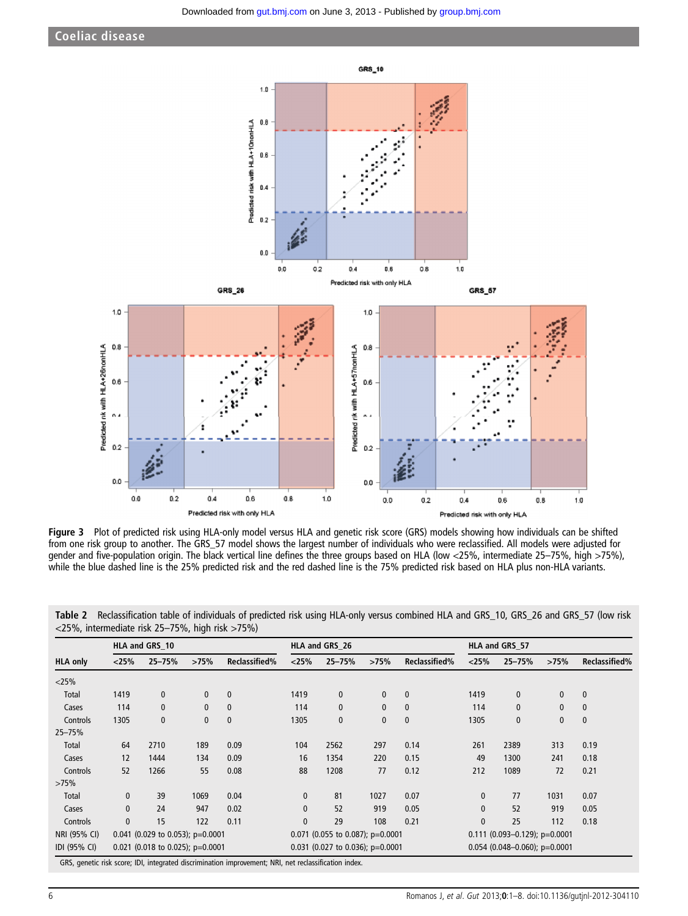Figure 3 Plot of predicted risk using HLA-only model versus HLA and genetic risk score (GRS) models showing how individuals can be shifted from one risk group to another. The GRS_57 model shows the largest number of individuals who were reclassified. All models were adjusted for gender and five-population origin. The black vertical line defines the three groups based on HLA (low <25%, intermediate 25–75%, high >75%), while the blue dashed line is the 25% predicted risk and the red dashed line is the 75% predicted risk based on HLA plus non-HLA variants.

**Table 2** Reclassification table of individuals of predicted risk using HLA-only versus combined HLA and GRS_10, GRS_26 and GRS_57 (low risk <25%, intermediate risk 25–75%, high risk >75%)

| | HLA and GRS_10 | | | | HLA and GRS_26 | | | | HLA and GRS_57 | | | |
|---|---|---|---|---|---|---|---|---|---|---|---|---|
| HLA only | <25% | 25–75% | >75% | Reclassified% | <25% | 25–75% | >75% | Reclassified% | <25% | 25–75% | >75% | Reclassified% |
| <25% | | | | | | | | | | | | |
| Total | 1419 | 0 | 0 | 0 | 1419 | 0 | 0 | 0 | 1419 | 0 | 0 | 0 |
| Cases | 114 | 0 | 0 | 0 | 114 | 0 | 0 | 0 | 114 | 0 | 0 | 0 |
| Controls | 1305 | 0 | 0 | 0 | 1305 | 0 | 0 | 0 | 1305 | 0 | 0 | 0 |
| 25–75% | | | | | | | | | | | | |
| Total | 64 | 2710 | 189 | 0.09 | 104 | 2562 | 297 | 0.14 | 261 | 2389 | 313 | 0.19 |
| Cases | 12 | 1444 | 134 | 0.09 | 16 | 1354 | 220 | 0.15 | 49 | 1300 | 241 | 0.18 |
| Controls | 52 | 1266 | 55 | 0.08 | 88 | 1208 | 77 | 0.12 | 212 | 1089 | 72 | 0.21 |
| >75% | | | | | | | | | | | | |
| Total | 0 | 39 | 1069 | 0.04 | 0 | 81 | 1027 | 0.07 | 0 | 77 | 1031 | 0.07 |
| Cases | 0 | 24 | 947 | 0.02 | 0 | 52 | 919 | 0.05 | 0 | 52 | 919 | 0.05 |
| Controls | 0 | 15 | 122 | 0.11 | 0 | 29 | 108 | 0.21 | 0 | 25 | 112 | 0.18 |
| NRI (95% CI) | 0.041 (0.029 to 0.053); p=0.0001 | | | | 0.071 (0.055 to 0.087); p=0.0001 | | | | 0.111 (0.093–0.129); p=0.0001 | | | |
| IDI (95% CI) | 0.021 (0.018 to 0.025); p=0.0001 | | | | 0.031 (0.027 to 0.036); p=0.0001 | | | | 0.054 (0.048–0.060); p=0.0001 | | | |

GRS, genetic risk score; IDI, integrated discrimination improvement; NRI, net reclassification index.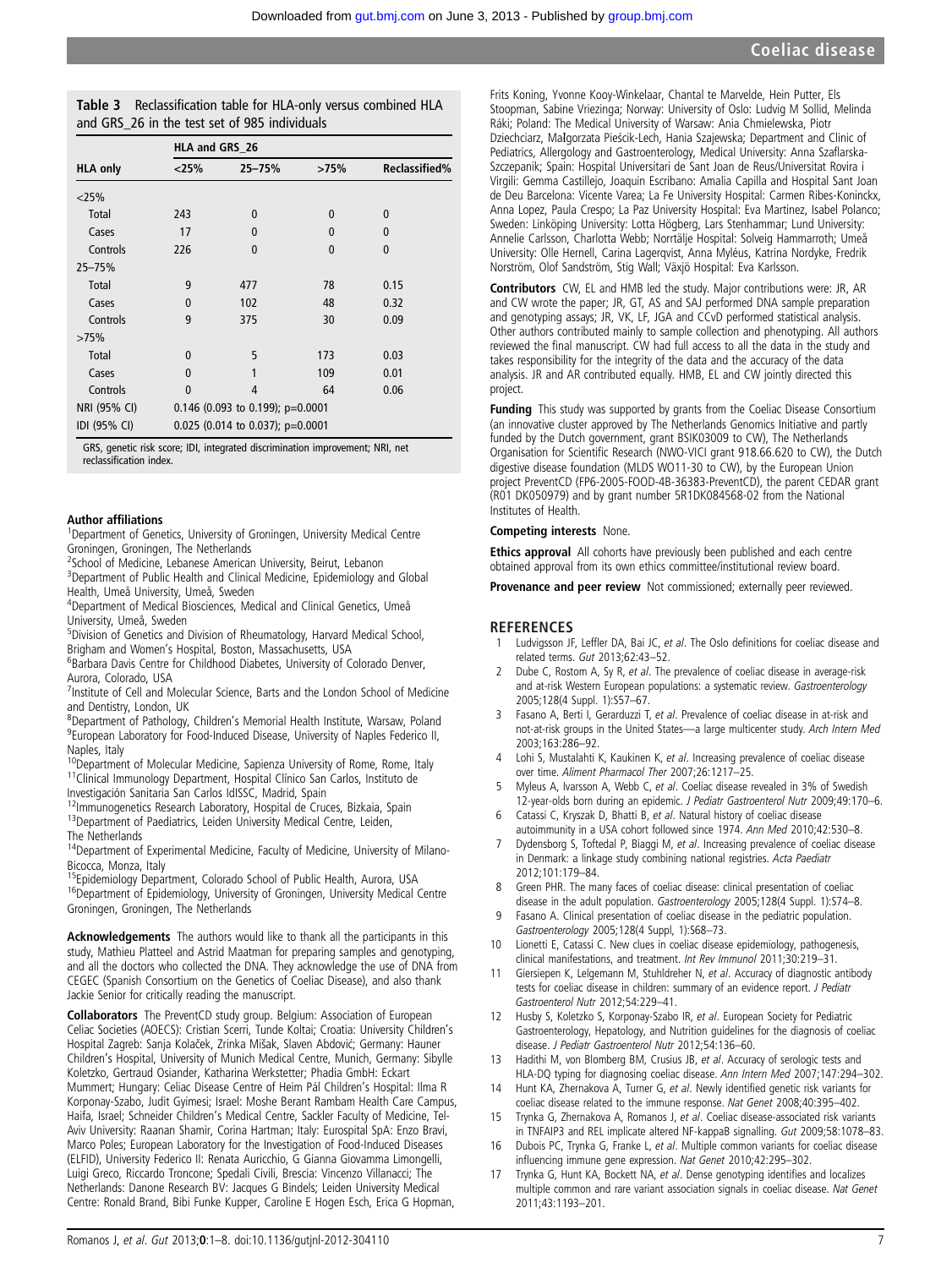**Table 3** Reclassification table for HLA-only versus combined HLA and GRS_26 in the test set of 985 individuals

| HLA only | HLA and GRS_26 | | | |
|---|---|---|---|---|
| | <25% | 25–75% | >75% | Reclassified% |
| <25% | | | | |
| Total | 243 | 0 | 0 | 0 |
| Cases | 17 | 0 | 0 | 0 |
| Controls | 226 | 0 | 0 | 0 |
| 25–75% | | | | |
| Total | 9 | 477 | 78 | 0.15 |
| Cases | 0 | 102 | 48 | 0.32 |
| Controls | 9 | 375 | 30 | 0.09 |
| >75% | | | | |
| Total | 0 | 5 | 173 | 0.03 |
| Cases | 0 | 1 | 109 | 0.01 |
| Controls | 0 | 4 | 64 | 0.06 |
| NRI (95% CI) | 0.146 (0.093 to 0.199); p=0.0001 | | | |
| IDI (95% CI) | 0.025 (0.014 to 0.037); p=0.0001 | | | |

GRS, genetic risk score; IDI, integrated discrimination improvement; NRI, net reclassification index.

**Author affiliations**
[1]Department of Genetics, University of Groningen, University Medical Centre Groningen, Groningen, The Netherlands
[2]School of Medicine, Lebanese American University, Beirut, Lebanon
[3]Department of Public Health and Clinical Medicine, Epidemiology and Global Health, Umeå University, Umeå, Sweden
[4]Department of Medical Biosciences, Medical and Clinical Genetics, Umeå University, Umeå, Sweden
[5]Division of Genetics and Division of Rheumatology, Harvard Medical School, Brigham and Women's Hospital, Boston, Massachusetts, USA
[6]Barbara Davis Centre for Childhood Diabetes, University of Colorado Denver, Aurora, Colorado, USA
[7]Institute of Cell and Molecular Science, Barts and the London School of Medicine and Dentistry, London, UK
[8]Department of Pathology, Children's Memorial Health Institute, Warsaw, Poland
[9]European Laboratory for Food-Induced Disease, University of Naples Federico II, Naples, Italy
[10]Department of Molecular Medicine, Sapienza University of Rome, Rome, Italy
[11]Clinical Immunology Department, Hospital Clínico San Carlos, Instituto de Investigación Sanitaria San Carlos IdISSC, Madrid, Spain
[12]Immunogenetics Research Laboratory, Hospital de Cruces, Bizkaia, Spain
[13]Department of Paediatrics, Leiden University Medical Centre, Leiden, The Netherlands
[14]Department of Experimental Medicine, Faculty of Medicine, University of Milano-Bicocca, Monza, Italy
[15]Epidemiology Department, Colorado School of Public Health, Aurora, USA
[16]Department of Epidemiology, University of Groningen, University Medical Centre Groningen, Groningen, The Netherlands

**Acknowledgements** The authors would like to thank all the participants in this study, Mathieu Platteel and Astrid Maatman for preparing samples and genotyping, and all the doctors who collected the DNA. They acknowledge the use of DNA from CEGEC (Spanish Consortium on the Genetics of Coeliac Disease), and also thank Jackie Senior for critically reading the manuscript.

**Collaborators** The PreventCD study group. Belgium: Association of European Celiac Societies (AOECS): Cristian Scerri, Tunde Koltai; Croatia: University Children's Hospital Zagreb: Sanja Kolaček, Zrinka Mišak, Slaven Abdović; Germany: Hauner Children's Hospital, University of Munich Medical Centre, Munich, Germany: Sibylle Koletzko, Gertraud Osiander, Katharina Werkstetter; Phadia GmbH: Eckart Mummert; Hungary: Celiac Disease Centre of Heim Pál Children's Hospital: Ilma R Korponay-Szabo, Judit Gyimesi; Israel: Moshe Berant Rambam Health Care Campus, Haifa, Israel; Schneider Children's Medical Centre, Sackler Faculty of Medicine, Tel-Aviv University: Raanan Shamir, Corina Hartman; Italy: Eurospital SpA: Enzo Bravi, Marco Poles; European Laboratory for the Investigation of Food-Induced Diseases (ELFID), University Federico II: Renata Auricchio, G Gianna Giovamma Limongelli, Luigi Greco, Riccardo Troncone; Spedali Civili, Brescia: Vincenzo Villanacci; The Netherlands: Danone Research BV: Jacques G Bindels; Leiden University Medical Centre: Ronald Brand, Bibi Funke Kupper, Caroline E Hogen Esch, Erica G Hopman, Frits Koning, Yvonne Kooy-Winkelaar, Chantal te Marvelde, Hein Putter, Els Stoopman, Sabine Vriezinga; Norway: University of Oslo: Ludvig M Sollid, Melinda Ráki; Poland: The Medical University of Warsaw: Ania Chmielewska, Piotr Dziechciarz, Małgorzata Pieścik-Lech, Hania Szajewska; Department and Clinic of Pediatrics, Allergology and Gastroenterology, Medical University: Anna Szaflarska-Szczepanik; Spain: Hospital Universitari de Sant Joan de Reus/Universitat Rovira i Virgili: Gemma Castillejo, Joaquin Escribano: Amalia Capilla and Hospital Sant Joan de Deu Barcelona: Vicente Varea; La Fe University Hospital: Carmen Ribes-Koninckx, Anna Lopez, Paula Crespo; La Paz University Hospital: Eva Martinez, Isabel Polanco; Sweden: Linköping University: Lotta Högberg, Lars Stenhammar; Lund University: Annelie Carlsson, Charlotta Webb; Norrtälje Hospital: Solveig Hammarroth; Umeå University: Olle Hernell, Carina Lagerqvist, Anna Myléus, Katrina Nordyke, Fredrik Norström, Olof Sandström, Stig Wall; Växjö Hospital: Eva Karlsson.

**Contributors** CW, EL and HMB led the study. Major contributions were: JR, AR and CW wrote the paper; JR, GT, AS and SAJ performed DNA sample preparation and genotyping assays; JR, VK, LF, JGA and CCvD performed statistical analysis. Other authors contributed mainly to sample collection and phenotyping. All authors reviewed the final manuscript. CW had full access to all the data in the study and takes responsibility for the integrity of the data and the accuracy of the data analysis. JR and AR contributed equally. HMB, EL and CW jointly directed this project.

**Funding** This study was supported by grants from the Coeliac Disease Consortium (an innovative cluster approved by The Netherlands Genomics Initiative and partly funded by the Dutch government, grant BSIK03009 to CW), The Netherlands Organisation for Scientific Research (NWO-VICI grant 918.66.620 to CW), the Dutch digestive disease foundation (MLDS WO11-30 to CW), by the European Union project PreventCD (FP6-2005-FOOD-4B-36383-PreventCD), the parent CEDAR grant (R01 DK050979) and by grant number 5R1DK084568-02 from the National Institutes of Health.

**Competing interests** None.

**Ethics approval** All cohorts have previously been published and each centre obtained approval from its own ethics committee/institutional review board.

**Provenance and peer review** Not commissioned; externally peer reviewed.

## REFERENCES

1. Ludvigsson JF, Leffler DA, Bai JC, *et al*. The Oslo definitions for coeliac disease and related terms. *Gut* 2013;62:43–52.
2. Dube C, Rostom A, Sy R, *et al*. The prevalence of coeliac disease in average-risk and at-risk Western European populations: a systematic review. *Gastroenterology* 2005;128(4 Suppl. 1):S57–67.
3. Fasano A, Berti I, Gerarduzzi T, *et al*. Prevalence of coeliac disease in at-risk and not-at-risk groups in the United States—a large multicenter study. *Arch Intern Med* 2003;163:286–92.
4. Lohi S, Mustalahti K, Kaukinen K, *et al*. Increasing prevalence of coeliac disease over time. *Aliment Pharmacol Ther* 2007;26:1217–25.
5. Myleus A, Ivarsson A, Webb C, *et al*. Coeliac disease revealed in 3% of Swedish 12-year-olds born during an epidemic. *J Pediatr Gastroenterol Nutr* 2009;49:170–6.
6. Catassi C, Kryszak D, Bhatti B, *et al*. Natural history of coeliac disease autoimmunity in a USA cohort followed since 1974. *Ann Med* 2010;42:530–8.
7. Dydensborg S, Toftedal P, Biaggi M, *et al*. Increasing prevalence of coeliac disease in Denmark: a linkage study combining national registries. *Acta Paediatr* 2012;101:179–84.
8. Green PHR. The many faces of coeliac disease: clinical presentation of coeliac disease in the adult population. *Gastroenterology* 2005;128(4 Suppl. 1):S74–8.
9. Fasano A. Clinical presentation of coeliac disease in the pediatric population. *Gastroenterology* 2005;128(4 Suppl, 1):S68–73.
10. Lionetti E, Catassi C. New clues in coeliac disease epidemiology, pathogenesis, clinical manifestations, and treatment. *Int Rev Immunol* 2011;30:219–31.
11. Giersiepen K, Lelgemann M, Stuhldreher N, *et al*. Accuracy of diagnostic antibody tests for coeliac disease in children: summary of an evidence report. *J Pediatr Gastroenterol Nutr* 2012;54:229–41.
12. Husby S, Koletzko S, Korponay-Szabo IR, *et al*. European Society for Pediatric Gastroenterology, Hepatology, and Nutrition guidelines for the diagnosis of coeliac disease. *J Pediatr Gastroenterol Nutr* 2012;54:136–60.
13. Hadithi M, von Blomberg BM, Crusius JB, *et al*. Accuracy of serologic tests and HLA-DQ typing for diagnosing coeliac disease. *Ann Intern Med* 2007;147:294–302.
14. Hunt KA, Zhernakova A, Turner G, *et al*. Newly identified genetic risk variants for coeliac disease related to the immune response. *Nat Genet* 2008;40:395–402.
15. Trynka G, Zhernakova A, Romanos J, *et al*. Coeliac disease-associated risk variants in TNFAIP3 and REL implicate altered NF-kappaB signalling. *Gut* 2009;58:1078–83.
16. Dubois PC, Trynka G, Franke L, *et al*. Multiple common variants for coeliac disease influencing immune gene expression. *Nat Genet* 2010;42:295–302.
17. Trynka G, Hunt KA, Bockett NA, *et al*. Dense genotyping identifies and localizes multiple common and rare variant association signals in coeliac disease. *Nat Genet* 2011;43:1193–201.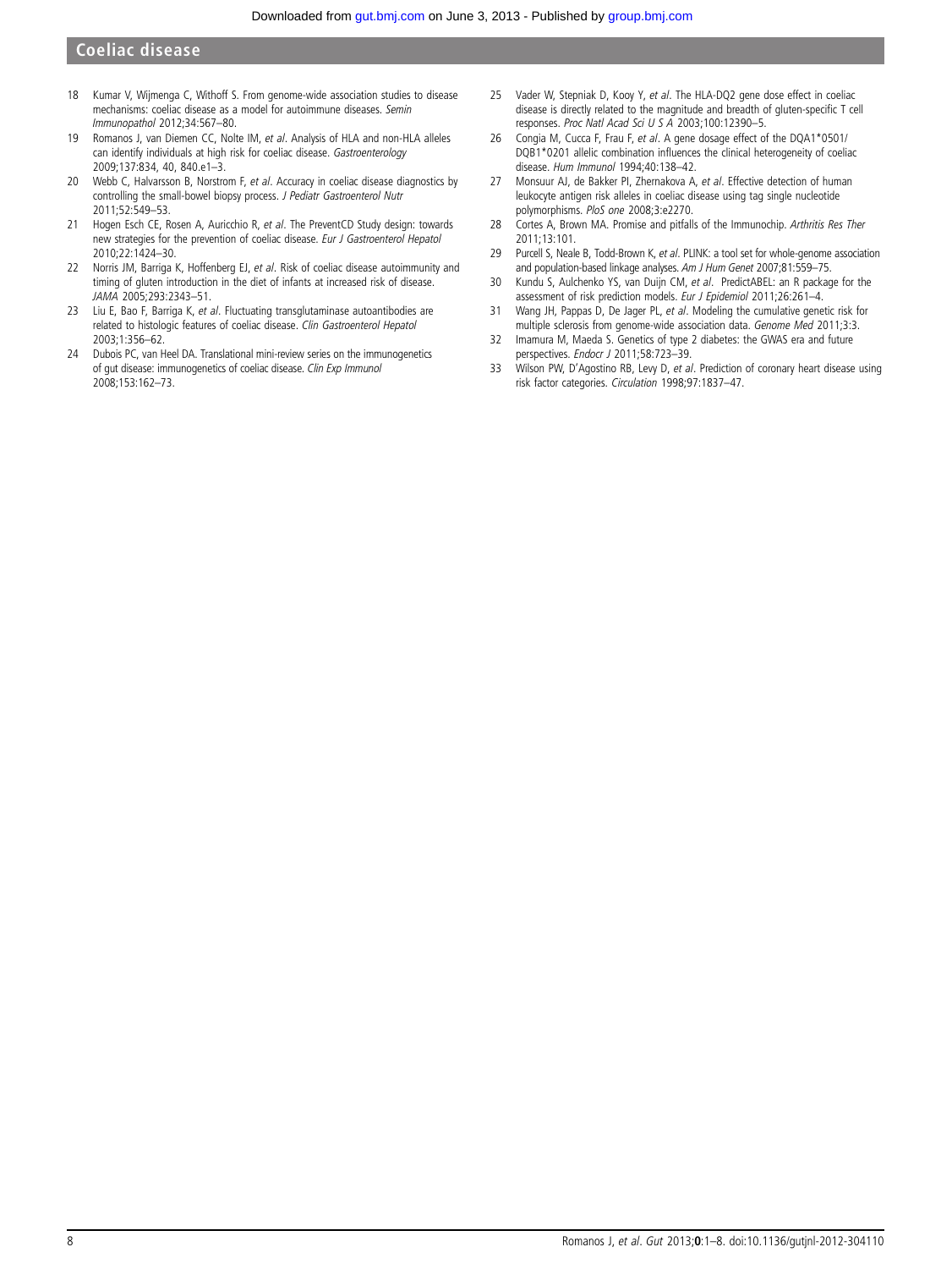18 Kumar V, Wijmenga C, Withoff S. From genome-wide association studies to disease mechanisms: coeliac disease as a model for autoimmune diseases. *Semin Immunopathol* 2012;34:567–80.

19 Romanos J, van Diemen CC, Nolte IM, *et al*. Analysis of HLA and non-HLA alleles can identify individuals at high risk for coeliac disease. *Gastroenterology* 2009;137:834, 40, 840.e1–3.

20 Webb C, Halvarsson B, Norstrom F, *et al*. Accuracy in coeliac disease diagnostics by controlling the small-bowel biopsy process. *J Pediatr Gastroenterol Nutr* 2011;52:549–53.

21 Hogen Esch CE, Rosen A, Auricchio R, *et al*. The PreventCD Study design: towards new strategies for the prevention of coeliac disease. *Eur J Gastroenterol Hepatol* 2010;22:1424–30.

22 Norris JM, Barriga K, Hoffenberg EJ, *et al*. Risk of coeliac disease autoimmunity and timing of gluten introduction in the diet of infants at increased risk of disease. *JAMA* 2005;293:2343–51.

23 Liu E, Bao F, Barriga K, *et al*. Fluctuating transglutaminase autoantibodies are related to histologic features of coeliac disease. *Clin Gastroenterol Hepatol* 2003;1:356–62.

24 Dubois PC, van Heel DA. Translational mini-review series on the immunogenetics of gut disease: immunogenetics of coeliac disease. *Clin Exp Immunol* 2008;153:162–73.

25 Vader W, Stepniak D, Kooy Y, *et al*. The HLA-DQ2 gene dose effect in coeliac disease is directly related to the magnitude and breadth of gluten-specific T cell responses. *Proc Natl Acad Sci U S A* 2003;100:12390–5.

26 Congia M, Cucca F, Frau F, *et al*. A gene dosage effect of the DQA1*0501/DQB1*0201 allelic combination influences the clinical heterogeneity of coeliac disease. *Hum Immunol* 1994;40:138–42.

27 Monsuur AJ, de Bakker PI, Zhernakova A, *et al*. Effective detection of human leukocyte antigen risk alleles in coeliac disease using tag single nucleotide polymorphisms. *PloS one* 2008;3:e2270.

28 Cortes A, Brown MA. Promise and pitfalls of the Immunochip. *Arthritis Res Ther* 2011;13:101.

29 Purcell S, Neale B, Todd-Brown K, *et al*. PLINK: a tool set for whole-genome association and population-based linkage analyses. *Am J Hum Genet* 2007;81:559–75.

30 Kundu S, Aulchenko YS, van Duijn CM, *et al*. PredictABEL: an R package for the assessment of risk prediction models. *Eur J Epidemiol* 2011;26:261–4.

31 Wang JH, Pappas D, De Jager PL, *et al*. Modeling the cumulative genetic risk for multiple sclerosis from genome-wide association data. *Genome Med* 2011;3:3.

32 Imamura M, Maeda S. Genetics of type 2 diabetes: the GWAS era and future perspectives. *Endocr J* 2011;58:723–39.

33 Wilson PW, D'Agostino RB, Levy D, *et al*. Prediction of coronary heart disease using risk factor categories. *Circulation* 1998;97:1837–47.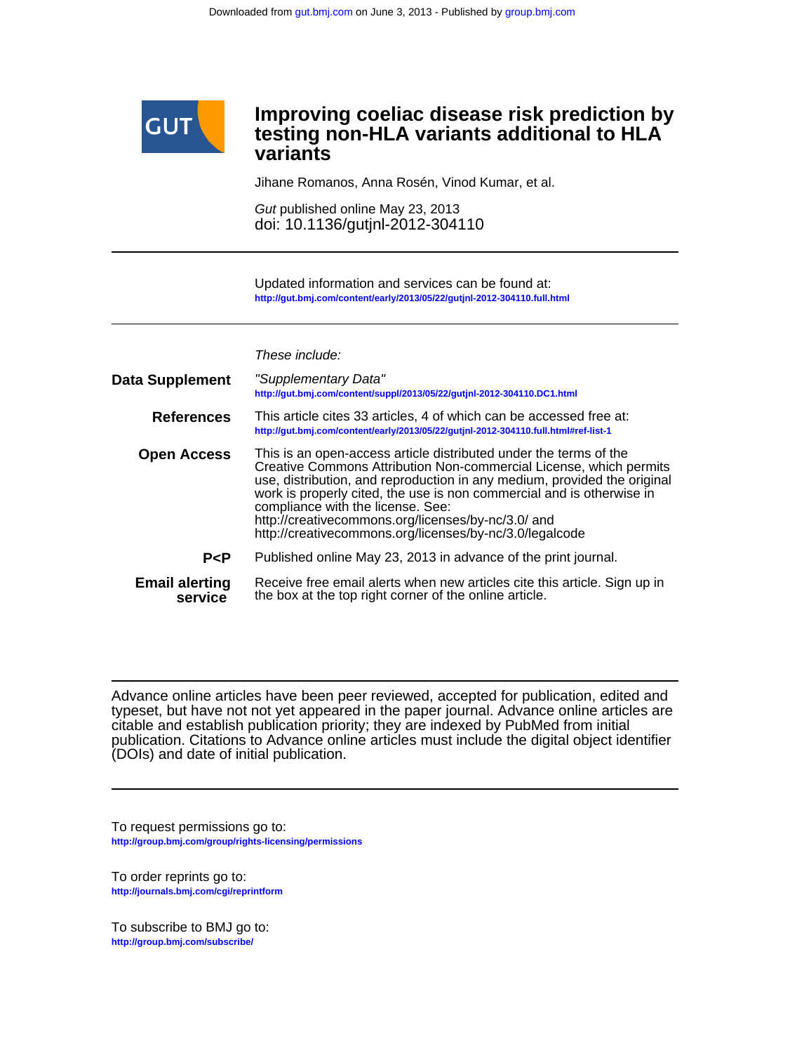# Improving coeliac disease risk prediction by testing non-HLA variants additional to HLA variants

Jihane Romanos, Anna Rosén, Vinod Kumar, et al.

*Gut* published online May 23, 2013
doi: 10.1136/gutjnl-2012-304110

Updated information and services can be found at:
http://gut.bmj.com/content/early/2013/05/22/gutjnl-2012-304110.full.html

*These include:*

**Data Supplement**
*"Supplementary Data"*
http://gut.bmj.com/content/suppl/2013/05/22/gutjnl-2012-304110.DC1.html

**References**
This article cites 33 articles, 4 of which can be accessed free at:
http://gut.bmj.com/content/early/2013/05/22/gutjnl-2012-304110.full.html#ref-list-1

**Open Access**
This is an open-access article distributed under the terms of the Creative Commons Attribution Non-commercial License, which permits use, distribution, and reproduction in any medium, provided the original work is properly cited, the use is non commercial and is otherwise in compliance with the license. See: http://creativecommons.org/licenses/by-nc/3.0/ and http://creativecommons.org/licenses/by-nc/3.0/legalcode

**P<P**
Published online May 23, 2013 in advance of the print journal.

**Email alerting service**
Receive free email alerts when new articles cite this article. Sign up in the box at the top right corner of the online article.

---

Advance online articles have been peer reviewed, accepted for publication, edited and typeset, but have not not yet appeared in the paper journal. Advance online articles are citable and establish publication priority; they are indexed by PubMed from initial publication. Citations to Advance online articles must include the digital object identifier (DOIs) and date of initial publication.

---

To request permissions go to:
http://group.bmj.com/group/rights-licensing/permissions

To order reprints go to:
http://journals.bmj.com/cgi/reprintform

To subscribe to BMJ go to:
http://group.bmj.com/subscribe/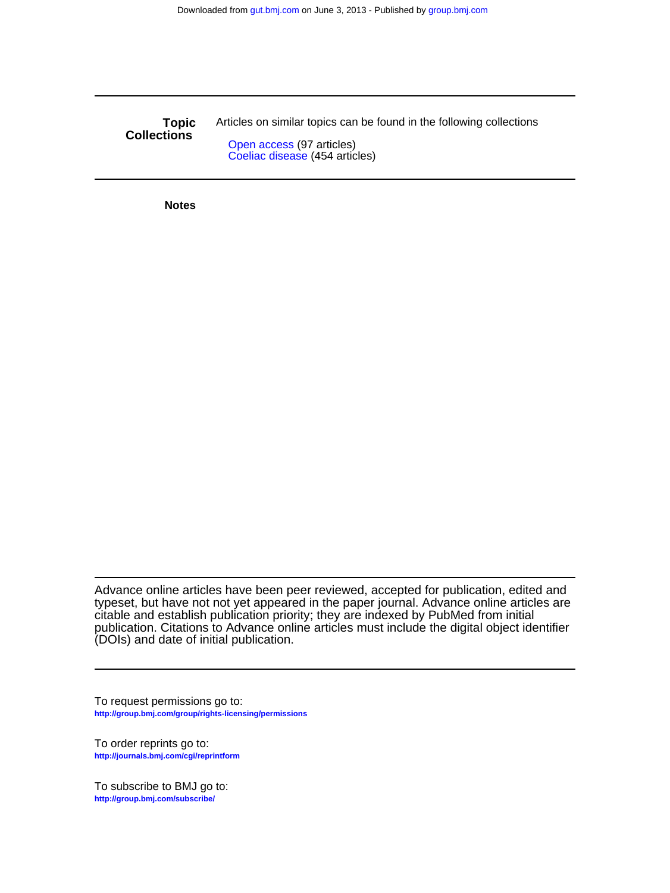**Topic Collections**

Articles on similar topics can be found in the following collections

Open access (97 articles)
Coeliac disease (454 articles)

**Notes**

Advance online articles have been peer reviewed, accepted for publication, edited and typeset, but have not not yet appeared in the paper journal. Advance online articles are citable and establish publication priority; they are indexed by PubMed from initial publication. Citations to Advance online articles must include the digital object identifier (DOIs) and date of initial publication.

To request permissions go to:
**http://group.bmj.com/group/rights-licensing/permissions**

To order reprints go to:
**http://journals.bmj.com/cgi/reprintform**

To subscribe to BMJ go to:
**http://group.bmj.com/subscribe/**